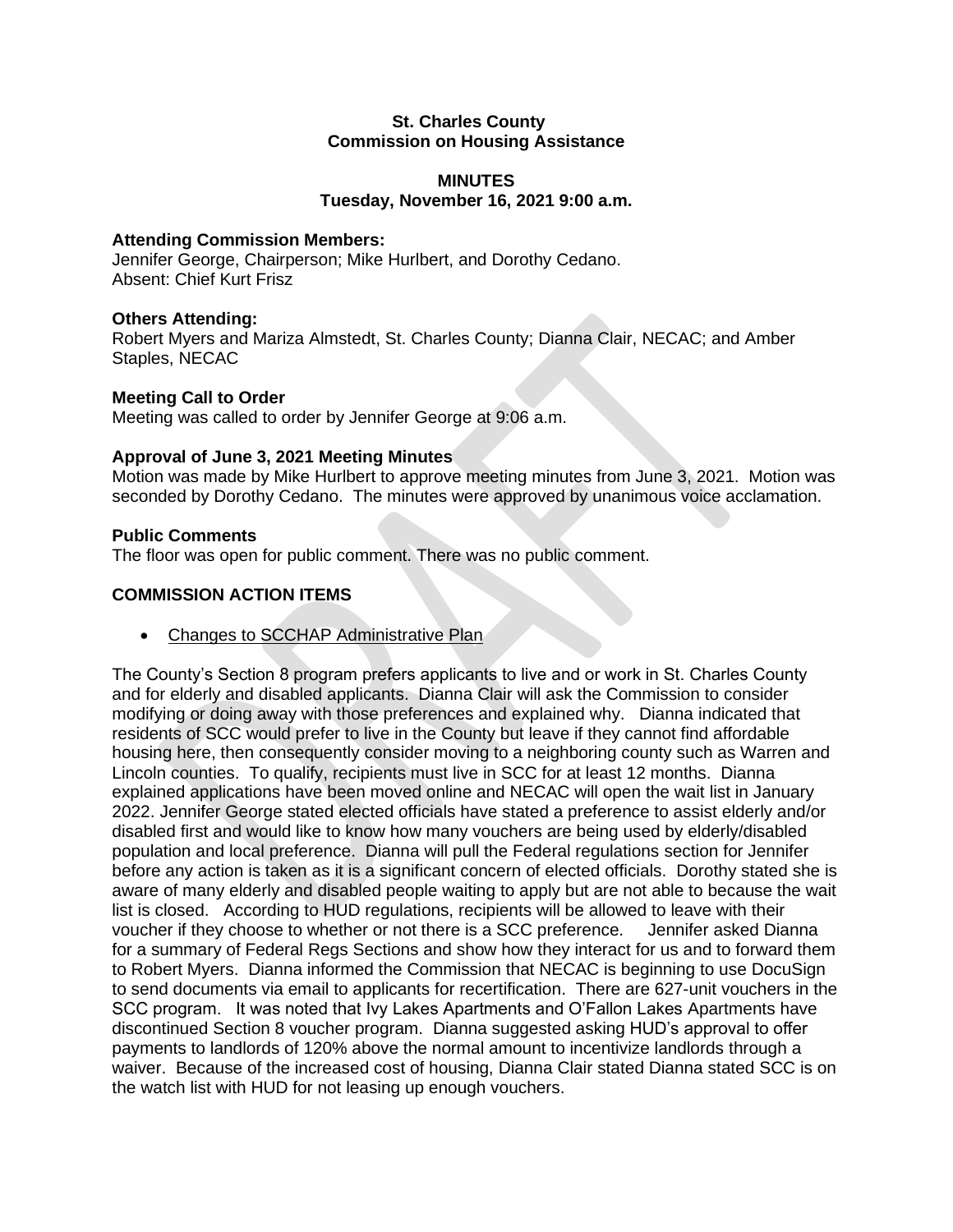**St. Charles County**
**Commission on Housing Assistance**

**MINUTES**
**Tuesday, November 16, 2021 9:00 a.m.**

**Attending Commission Members:**
Jennifer George, Chairperson; Mike Hurlbert, and Dorothy Cedano.
Absent: Chief Kurt Frisz

**Others Attending:**
Robert Myers and Mariza Almstedt, St. Charles County; Dianna Clair, NECAC; and Amber Staples, NECAC

**Meeting Call to Order**
Meeting was called to order by Jennifer George at 9:06 a.m.

**Approval of June 3, 2021 Meeting Minutes**
Motion was made by Mike Hurlbert to approve meeting minutes from June 3, 2021. Motion was seconded by Dorothy Cedano. The minutes were approved by unanimous voice acclamation.

**Public Comments**
The floor was open for public comment. There was no public comment.

**COMMISSION ACTION ITEMS**

- Changes to SCCHAP Administrative Plan

The County's Section 8 program prefers applicants to live and or work in St. Charles County and for elderly and disabled applicants. Dianna Clair will ask the Commission to consider modifying or doing away with those preferences and explained why. Dianna indicated that residents of SCC would prefer to live in the County but leave if they cannot find affordable housing here, then consequently consider moving to a neighboring county such as Warren and Lincoln counties. To qualify, recipients must live in SCC for at least 12 months. Dianna explained applications have been moved online and NECAC will open the wait list in January 2022. Jennifer George stated elected officials have stated a preference to assist elderly and/or disabled first and would like to know how many vouchers are being used by elderly/disabled population and local preference. Dianna will pull the Federal regulations section for Jennifer before any action is taken as it is a significant concern of elected officials. Dorothy stated she is aware of many elderly and disabled people waiting to apply but are not able to because the wait list is closed. According to HUD regulations, recipients will be allowed to leave with their voucher if they choose to whether or not there is a SCC preference. Jennifer asked Dianna for a summary of Federal Regs Sections and show how they interact for us and to forward them to Robert Myers. Dianna informed the Commission that NECAC is beginning to use DocuSign to send documents via email to applicants for recertification. There are 627-unit vouchers in the SCC program. It was noted that Ivy Lakes Apartments and O'Fallon Lakes Apartments have discontinued Section 8 voucher program. Dianna suggested asking HUD's approval to offer payments to landlords of 120% above the normal amount to incentivize landlords through a waiver. Because of the increased cost of housing, Dianna Clair stated Dianna stated SCC is on the watch list with HUD for not leasing up enough vouchers.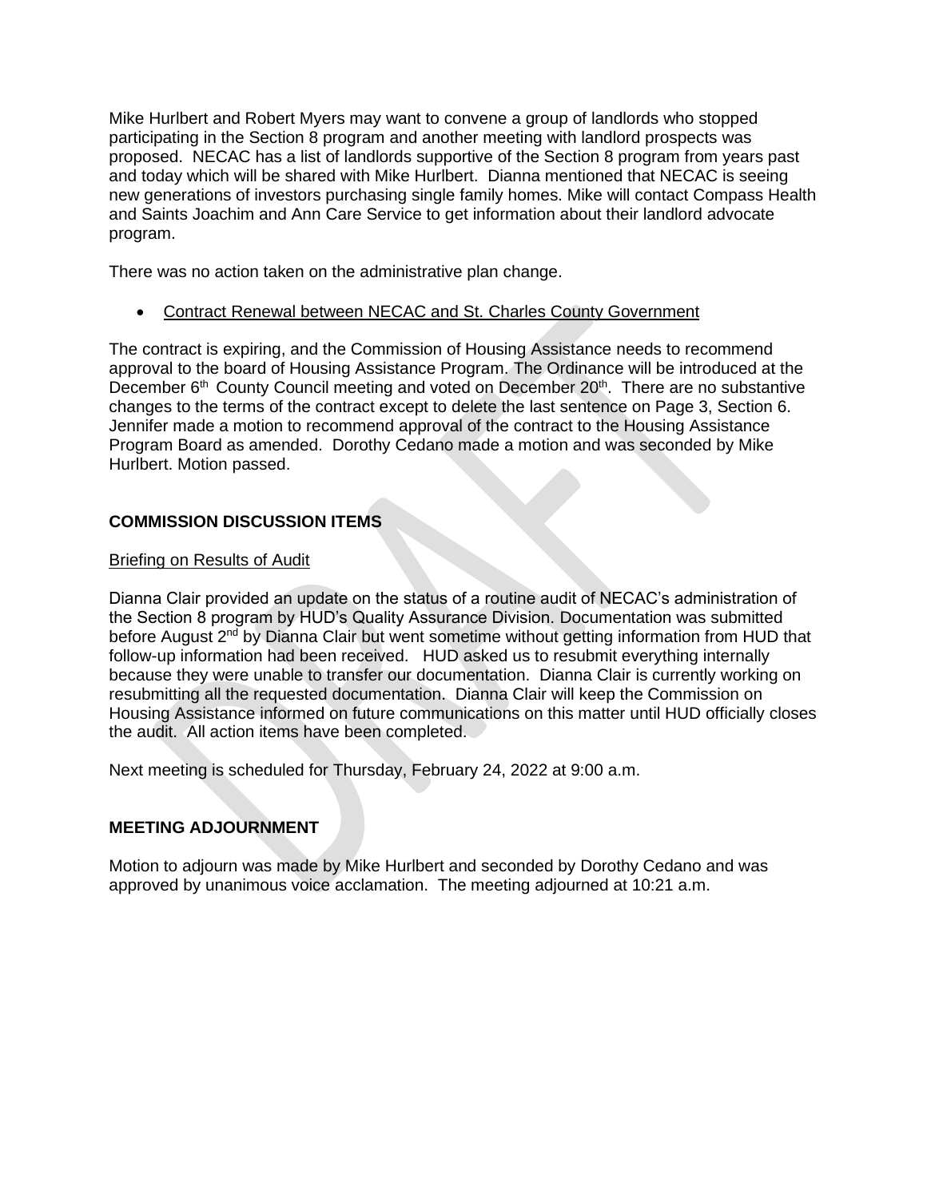Mike Hurlbert and Robert Myers may want to convene a group of landlords who stopped participating in the Section 8 program and another meeting with landlord prospects was proposed. NECAC has a list of landlords supportive of the Section 8 program from years past and today which will be shared with Mike Hurlbert. Dianna mentioned that NECAC is seeing new generations of investors purchasing single family homes. Mike will contact Compass Health and Saints Joachim and Ann Care Service to get information about their landlord advocate program.

There was no action taken on the administrative plan change.

- Contract Renewal between NECAC and St. Charles County Government

The contract is expiring, and the Commission of Housing Assistance needs to recommend approval to the board of Housing Assistance Program. The Ordinance will be introduced at the December 6th County Council meeting and voted on December 20th. There are no substantive changes to the terms of the contract except to delete the last sentence on Page 3, Section 6. Jennifer made a motion to recommend approval of the contract to the Housing Assistance Program Board as amended. Dorothy Cedano made a motion and was seconded by Mike Hurlbert. Motion passed.

## COMMISSION DISCUSSION ITEMS

Briefing on Results of Audit

Dianna Clair provided an update on the status of a routine audit of NECAC's administration of the Section 8 program by HUD's Quality Assurance Division. Documentation was submitted before August 2nd by Dianna Clair but went sometime without getting information from HUD that follow-up information had been received. HUD asked us to resubmit everything internally because they were unable to transfer our documentation. Dianna Clair is currently working on resubmitting all the requested documentation. Dianna Clair will keep the Commission on Housing Assistance informed on future communications on this matter until HUD officially closes the audit. All action items have been completed.

Next meeting is scheduled for Thursday, February 24, 2022 at 9:00 a.m.

## MEETING ADJOURNMENT

Motion to adjourn was made by Mike Hurlbert and seconded by Dorothy Cedano and was approved by unanimous voice acclamation. The meeting adjourned at 10:21 a.m.